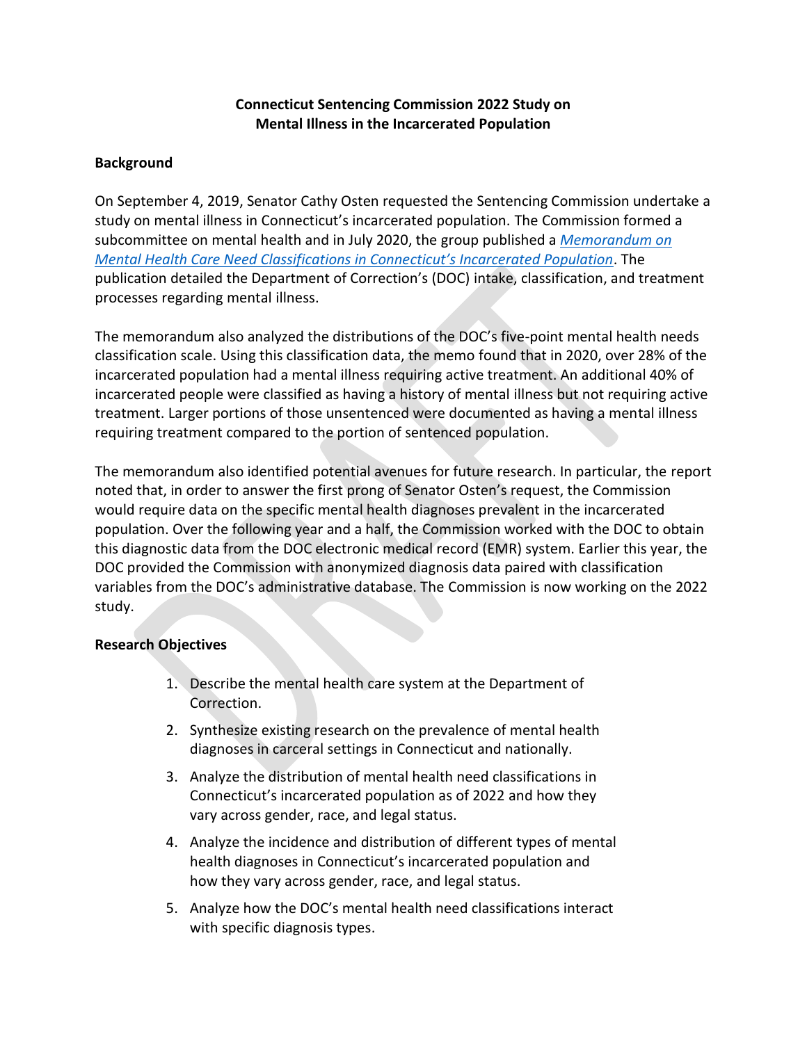# Connecticut Sentencing Commission 2022 Study on Mental Illness in the Incarcerated Population

## Background

On September 4, 2019, Senator Cathy Osten requested the Sentencing Commission undertake a study on mental illness in Connecticut's incarcerated population. The Commission formed a subcommittee on mental health and in July 2020, the group published a *Memorandum on Mental Health Care Need Classifications in Connecticut's Incarcerated Population*. The publication detailed the Department of Correction's (DOC) intake, classification, and treatment processes regarding mental illness.

The memorandum also analyzed the distributions of the DOC's five-point mental health needs classification scale. Using this classification data, the memo found that in 2020, over 28% of the incarcerated population had a mental illness requiring active treatment. An additional 40% of incarcerated people were classified as having a history of mental illness but not requiring active treatment. Larger portions of those unsentenced were documented as having a mental illness requiring treatment compared to the portion of sentenced population.

The memorandum also identified potential avenues for future research. In particular, the report noted that, in order to answer the first prong of Senator Osten's request, the Commission would require data on the specific mental health diagnoses prevalent in the incarcerated population. Over the following year and a half, the Commission worked with the DOC to obtain this diagnostic data from the DOC electronic medical record (EMR) system. Earlier this year, the DOC provided the Commission with anonymized diagnosis data paired with classification variables from the DOC's administrative database. The Commission is now working on the 2022 study.

## Research Objectives

1. Describe the mental health care system at the Department of Correction.
2. Synthesize existing research on the prevalence of mental health diagnoses in carceral settings in Connecticut and nationally.
3. Analyze the distribution of mental health need classifications in Connecticut's incarcerated population as of 2022 and how they vary across gender, race, and legal status.
4. Analyze the incidence and distribution of different types of mental health diagnoses in Connecticut's incarcerated population and how they vary across gender, race, and legal status.
5. Analyze how the DOC's mental health need classifications interact with specific diagnosis types.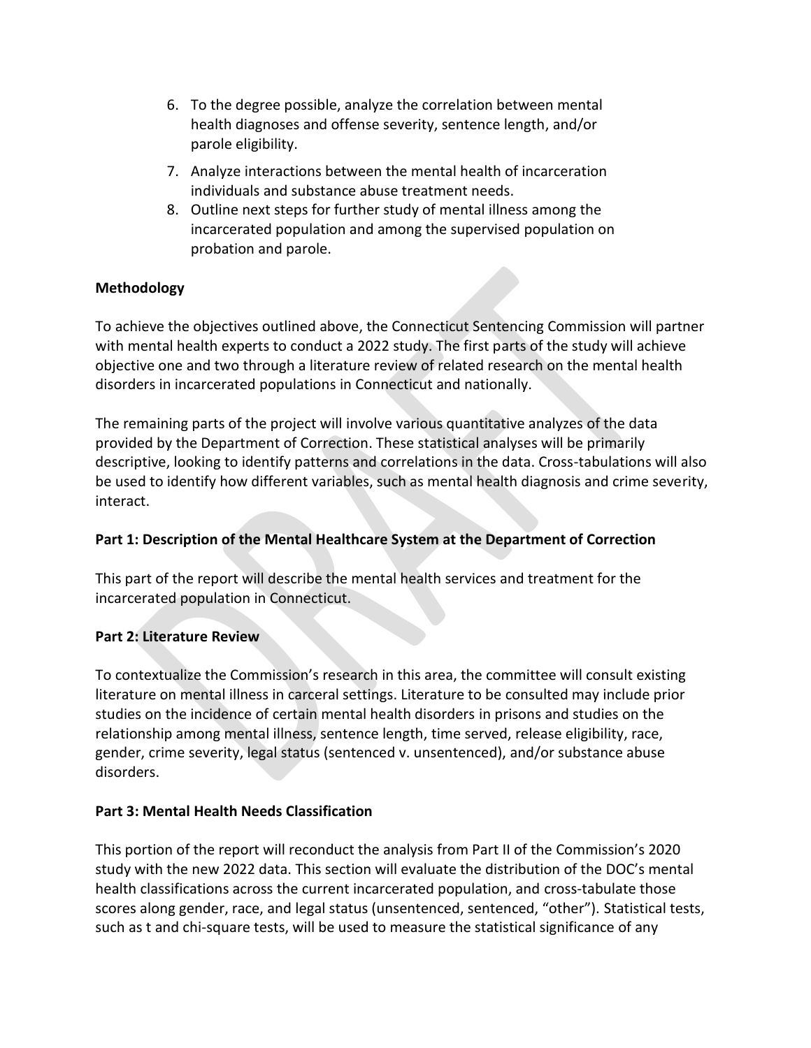6. To the degree possible, analyze the correlation between mental health diagnoses and offense severity, sentence length, and/or parole eligibility.
7. Analyze interactions between the mental health of incarceration individuals and substance abuse treatment needs.
8. Outline next steps for further study of mental illness among the incarcerated population and among the supervised population on probation and parole.

**Methodology**

To achieve the objectives outlined above, the Connecticut Sentencing Commission will partner with mental health experts to conduct a 2022 study. The first parts of the study will achieve objective one and two through a literature review of related research on the mental health disorders in incarcerated populations in Connecticut and nationally.

The remaining parts of the project will involve various quantitative analyzes of the data provided by the Department of Correction. These statistical analyses will be primarily descriptive, looking to identify patterns and correlations in the data. Cross-tabulations will also be used to identify how different variables, such as mental health diagnosis and crime severity, interact.

**Part 1: Description of the Mental Healthcare System at the Department of Correction**

This part of the report will describe the mental health services and treatment for the incarcerated population in Connecticut.

**Part 2: Literature Review**

To contextualize the Commission's research in this area, the committee will consult existing literature on mental illness in carceral settings. Literature to be consulted may include prior studies on the incidence of certain mental health disorders in prisons and studies on the relationship among mental illness, sentence length, time served, release eligibility, race, gender, crime severity, legal status (sentenced v. unsentenced), and/or substance abuse disorders.

**Part 3: Mental Health Needs Classification**

This portion of the report will reconduct the analysis from Part II of the Commission's 2020 study with the new 2022 data. This section will evaluate the distribution of the DOC's mental health classifications across the current incarcerated population, and cross-tabulate those scores along gender, race, and legal status (unsentenced, sentenced, "other"). Statistical tests, such as t and chi-square tests, will be used to measure the statistical significance of any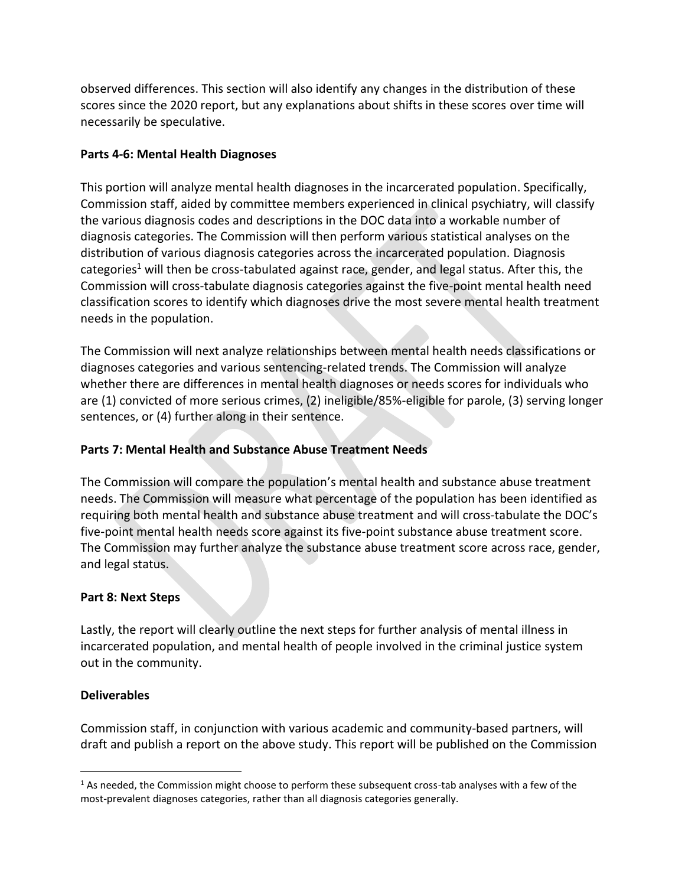observed differences. This section will also identify any changes in the distribution of these scores since the 2020 report, but any explanations about shifts in these scores over time will necessarily be speculative.

**Parts 4-6: Mental Health Diagnoses**

This portion will analyze mental health diagnoses in the incarcerated population. Specifically, Commission staff, aided by committee members experienced in clinical psychiatry, will classify the various diagnosis codes and descriptions in the DOC data into a workable number of diagnosis categories. The Commission will then perform various statistical analyses on the distribution of various diagnosis categories across the incarcerated population. Diagnosis categories[1] will then be cross-tabulated against race, gender, and legal status. After this, the Commission will cross-tabulate diagnosis categories against the five-point mental health need classification scores to identify which diagnoses drive the most severe mental health treatment needs in the population.

The Commission will next analyze relationships between mental health needs classifications or diagnoses categories and various sentencing-related trends. The Commission will analyze whether there are differences in mental health diagnoses or needs scores for individuals who are (1) convicted of more serious crimes, (2) ineligible/85%-eligible for parole, (3) serving longer sentences, or (4) further along in their sentence.

**Parts 7: Mental Health and Substance Abuse Treatment Needs**

The Commission will compare the population's mental health and substance abuse treatment needs. The Commission will measure what percentage of the population has been identified as requiring both mental health and substance abuse treatment and will cross-tabulate the DOC's five-point mental health needs score against its five-point substance abuse treatment score. The Commission may further analyze the substance abuse treatment score across race, gender, and legal status.

**Part 8: Next Steps**

Lastly, the report will clearly outline the next steps for further analysis of mental illness in incarcerated population, and mental health of people involved in the criminal justice system out in the community.

**Deliverables**

Commission staff, in conjunction with various academic and community-based partners, will draft and publish a report on the above study. This report will be published on the Commission

[1] As needed, the Commission might choose to perform these subsequent cross-tab analyses with a few of the most-prevalent diagnoses categories, rather than all diagnosis categories generally.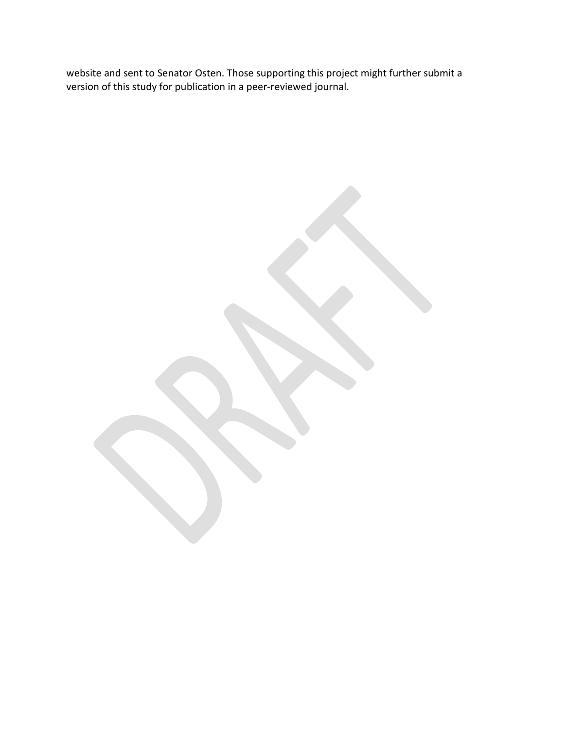website and sent to Senator Osten. Those supporting this project might further submit a version of this study for publication in a peer-reviewed journal.